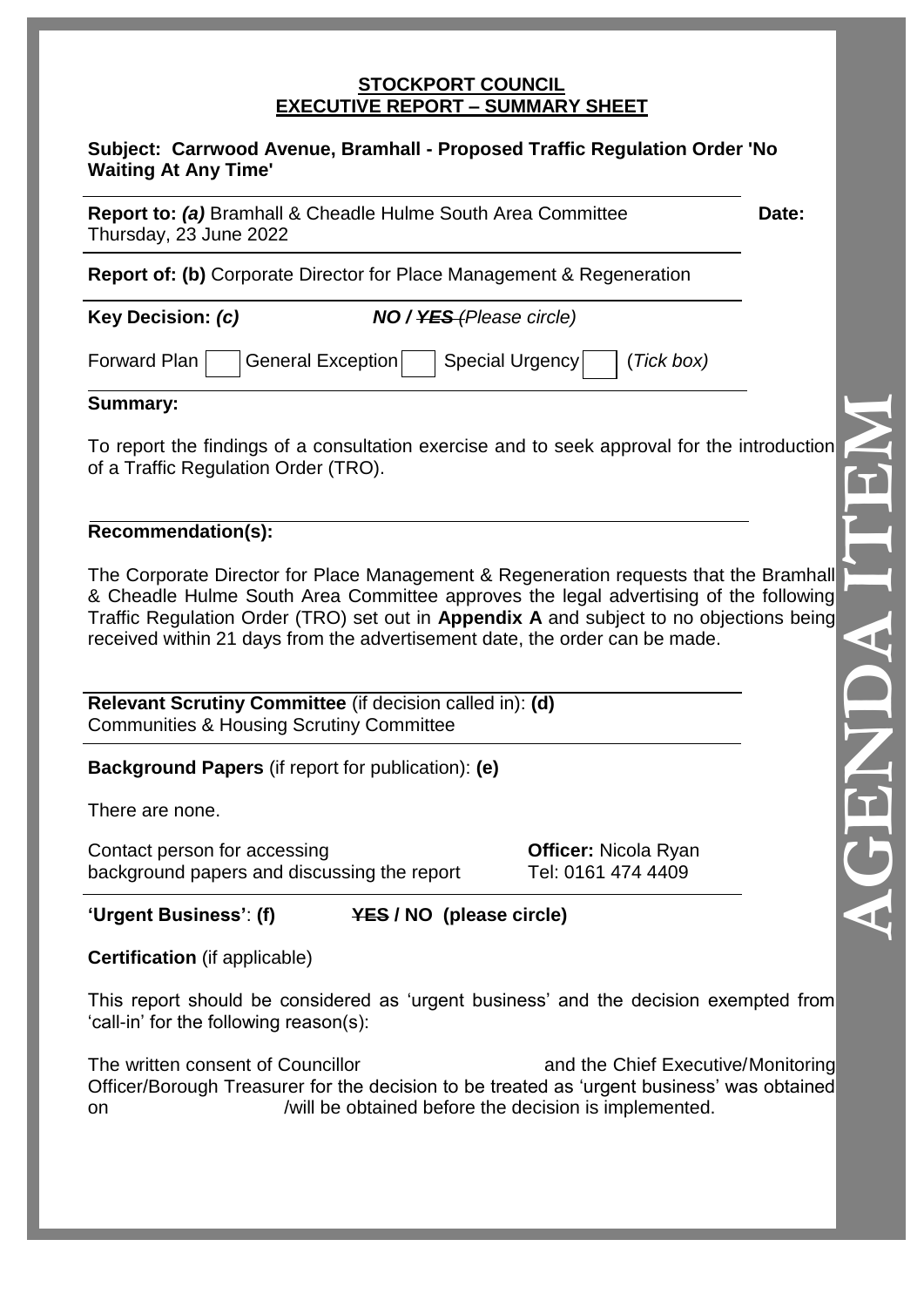**STOCKPORT COUNCIL**
**EXECUTIVE REPORT – SUMMARY SHEET**

**Subject: Carrwood Avenue, Bramhall - Proposed Traffic Regulation Order 'No Waiting At Any Time'**

**Report to:** ***(a)*** Bramhall & Cheadle Hulme South Area Committee **Date:** Thursday, 23 June 2022

**Report of: (b)** Corporate Director for Place Management & Regeneration

**Key Decision:** ***(c)*** ***NO / ~~YES~~*** *(Please circle)*

Forward Plan ☐ General Exception ☐ Special Urgency ☐ (*Tick box)*

**Summary:**

To report the findings of a consultation exercise and to seek approval for the introduction of a Traffic Regulation Order (TRO).

**Recommendation(s):**

The Corporate Director for Place Management & Regeneration requests that the Bramhall & Cheadle Hulme South Area Committee approves the legal advertising of the following Traffic Regulation Order (TRO) set out in **Appendix A** and subject to no objections being received within 21 days from the advertisement date, the order can be made.

**Relevant Scrutiny Committee** (if decision called in): **(d)**
Communities & Housing Scrutiny Committee

**Background Papers** (if report for publication): **(e)**

There are none.

Contact person for accessing background papers and discussing the report — **Officer:** Nicola Ryan, Tel: 0161 474 4409

**'Urgent Business'**: **(f)** **~~YES~~ / NO (please circle)**

**Certification** (if applicable)

This report should be considered as 'urgent business' and the decision exempted from 'call-in' for the following reason(s):

The written consent of Councillor and the Chief Executive/Monitoring Officer/Borough Treasurer for the decision to be treated as 'urgent business' was obtained on /will be obtained before the decision is implemented.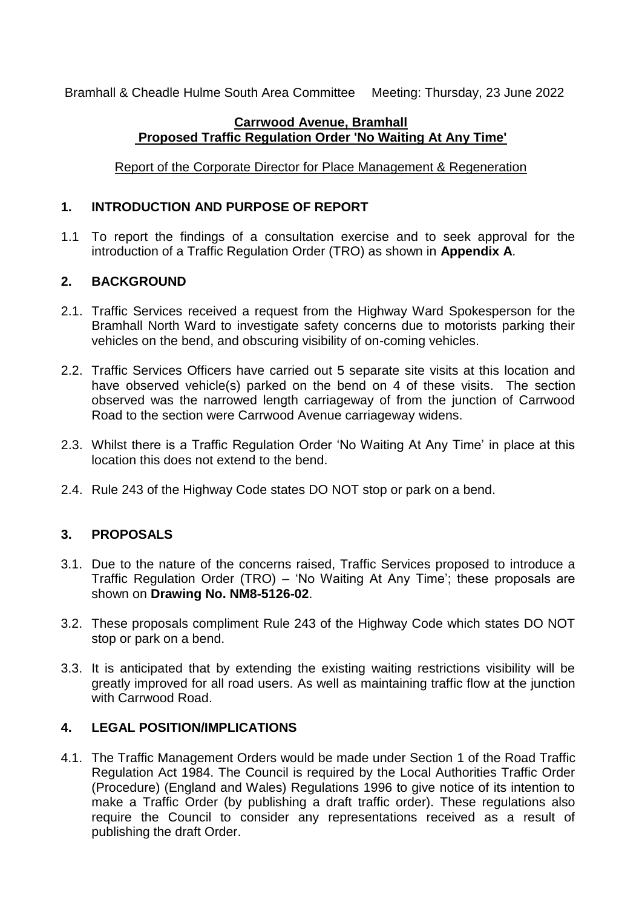Bramhall & Cheadle Hulme South Area Committee Meeting: Thursday, 23 June 2022

**Carrwood Avenue, Bramhall**
**Proposed Traffic Regulation Order 'No Waiting At Any Time'**

Report of the Corporate Director for Place Management & Regeneration

## 1. INTRODUCTION AND PURPOSE OF REPORT

1.1 To report the findings of a consultation exercise and to seek approval for the introduction of a Traffic Regulation Order (TRO) as shown in **Appendix A**.

## 2. BACKGROUND

2.1. Traffic Services received a request from the Highway Ward Spokesperson for the Bramhall North Ward to investigate safety concerns due to motorists parking their vehicles on the bend, and obscuring visibility of on-coming vehicles.

2.2. Traffic Services Officers have carried out 5 separate site visits at this location and have observed vehicle(s) parked on the bend on 4 of these visits. The section observed was the narrowed length carriageway of from the junction of Carrwood Road to the section were Carrwood Avenue carriageway widens.

2.3. Whilst there is a Traffic Regulation Order 'No Waiting At Any Time' in place at this location this does not extend to the bend.

2.4. Rule 243 of the Highway Code states DO NOT stop or park on a bend.

## 3. PROPOSALS

3.1. Due to the nature of the concerns raised, Traffic Services proposed to introduce a Traffic Regulation Order (TRO) – 'No Waiting At Any Time'; these proposals are shown on **Drawing No. NM8-5126-02**.

3.2. These proposals compliment Rule 243 of the Highway Code which states DO NOT stop or park on a bend.

3.3. It is anticipated that by extending the existing waiting restrictions visibility will be greatly improved for all road users. As well as maintaining traffic flow at the junction with Carrwood Road.

## 4. LEGAL POSITION/IMPLICATIONS

4.1. The Traffic Management Orders would be made under Section 1 of the Road Traffic Regulation Act 1984. The Council is required by the Local Authorities Traffic Order (Procedure) (England and Wales) Regulations 1996 to give notice of its intention to make a Traffic Order (by publishing a draft traffic order). These regulations also require the Council to consider any representations received as a result of publishing the draft Order.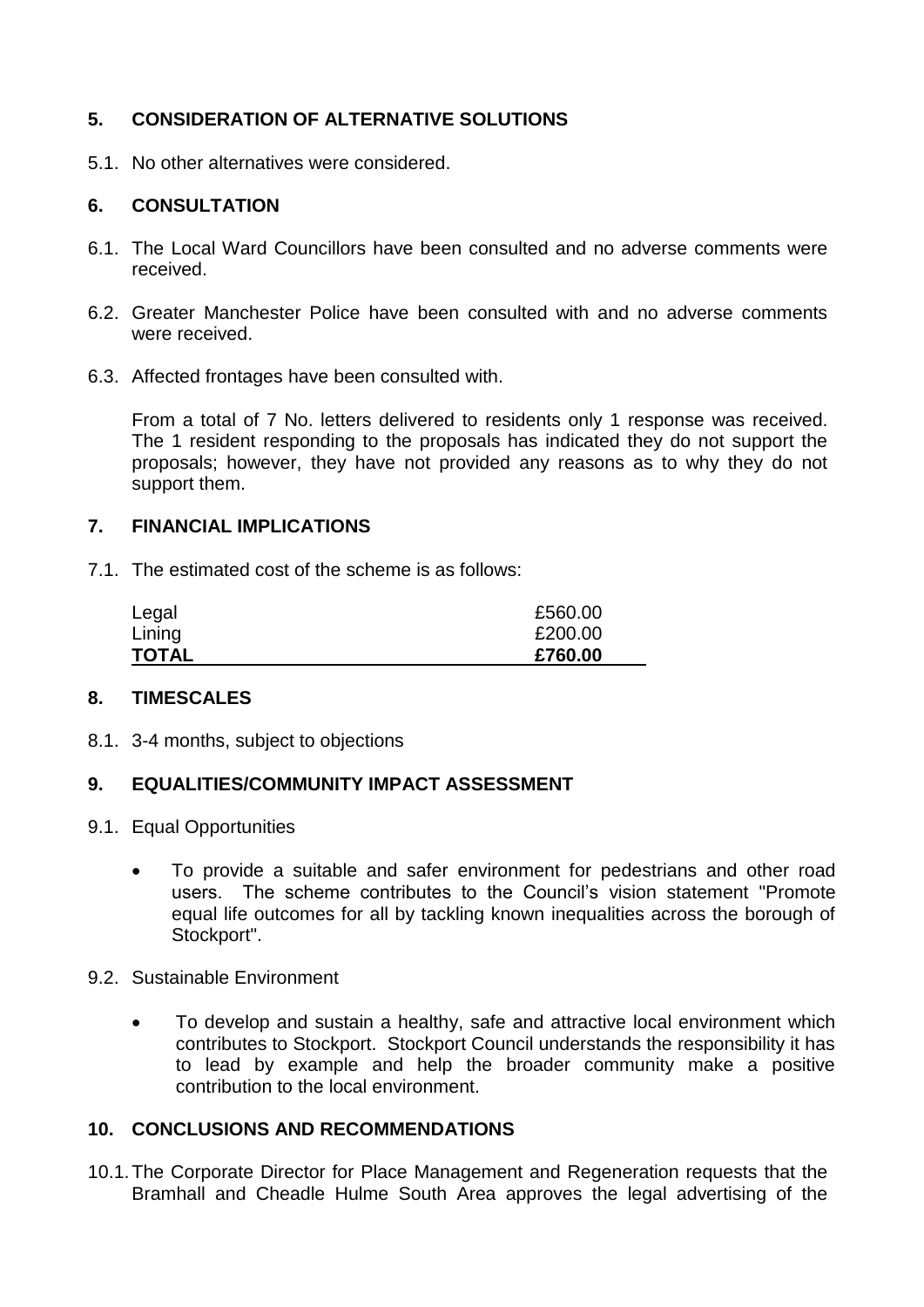## 5. CONSIDERATION OF ALTERNATIVE SOLUTIONS

5.1. No other alternatives were considered.

## 6. CONSULTATION

6.1. The Local Ward Councillors have been consulted and no adverse comments were received.

6.2. Greater Manchester Police have been consulted with and no adverse comments were received.

6.3. Affected frontages have been consulted with.

From a total of 7 No. letters delivered to residents only 1 response was received. The 1 resident responding to the proposals has indicated they do not support the proposals; however, they have not provided any reasons as to why they do not support them.

## 7. FINANCIAL IMPLICATIONS

7.1. The estimated cost of the scheme is as follows:

| | |
|---|---|
| Legal | £560.00 |
| Lining | £200.00 |
| **TOTAL** | **£760.00** |

## 8. TIMESCALES

8.1. 3-4 months, subject to objections

## 9. EQUALITIES/COMMUNITY IMPACT ASSESSMENT

9.1. Equal Opportunities

- To provide a suitable and safer environment for pedestrians and other road users. The scheme contributes to the Council's vision statement "Promote equal life outcomes for all by tackling known inequalities across the borough of Stockport".

9.2. Sustainable Environment

- To develop and sustain a healthy, safe and attractive local environment which contributes to Stockport. Stockport Council understands the responsibility it has to lead by example and help the broader community make a positive contribution to the local environment.

## 10. CONCLUSIONS AND RECOMMENDATIONS

10.1. The Corporate Director for Place Management and Regeneration requests that the Bramhall and Cheadle Hulme South Area approves the legal advertising of the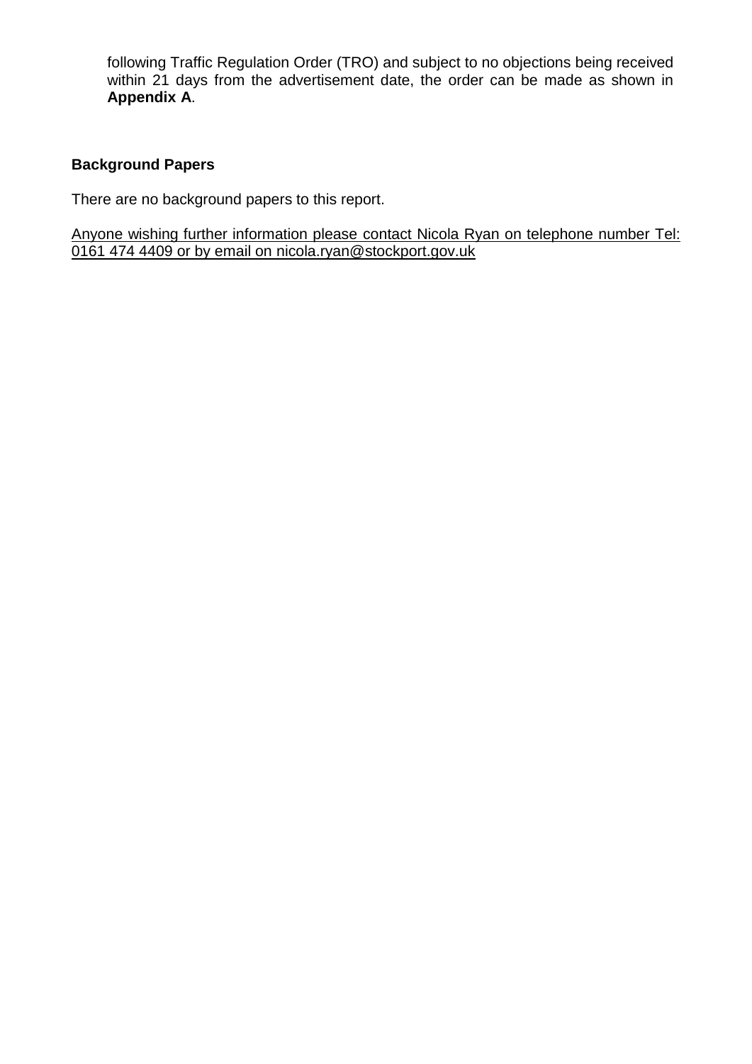following Traffic Regulation Order (TRO) and subject to no objections being received within 21 days from the advertisement date, the order can be made as shown in **Appendix A**.

## Background Papers

There are no background papers to this report.

Anyone wishing further information please contact Nicola Ryan on telephone number Tel: 0161 474 4409 or by email on nicola.ryan@stockport.gov.uk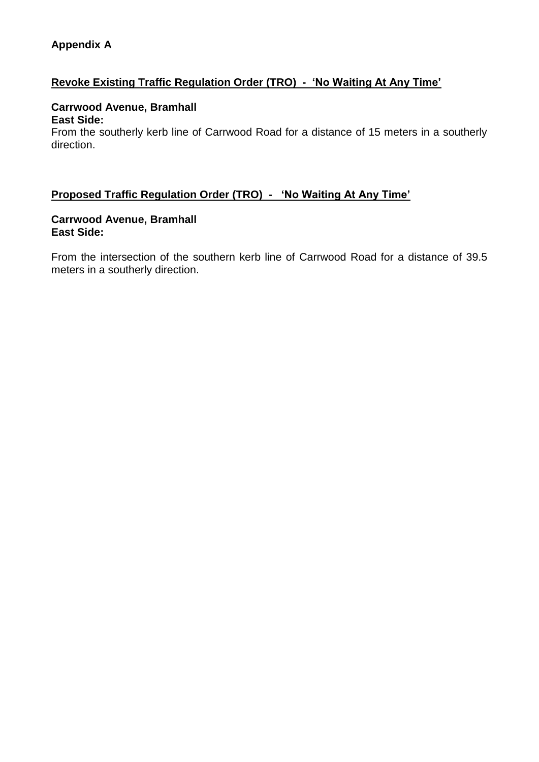**Appendix A**

## Revoke Existing Traffic Regulation Order (TRO) - 'No Waiting At Any Time'

**Carrwood Avenue, Bramhall**
**East Side:**
From the southerly kerb line of Carrwood Road for a distance of 15 meters in a southerly direction.

## Proposed Traffic Regulation Order (TRO) - 'No Waiting At Any Time'

**Carrwood Avenue, Bramhall**
**East Side:**

From the intersection of the southern kerb line of Carrwood Road for a distance of 39.5 meters in a southerly direction.